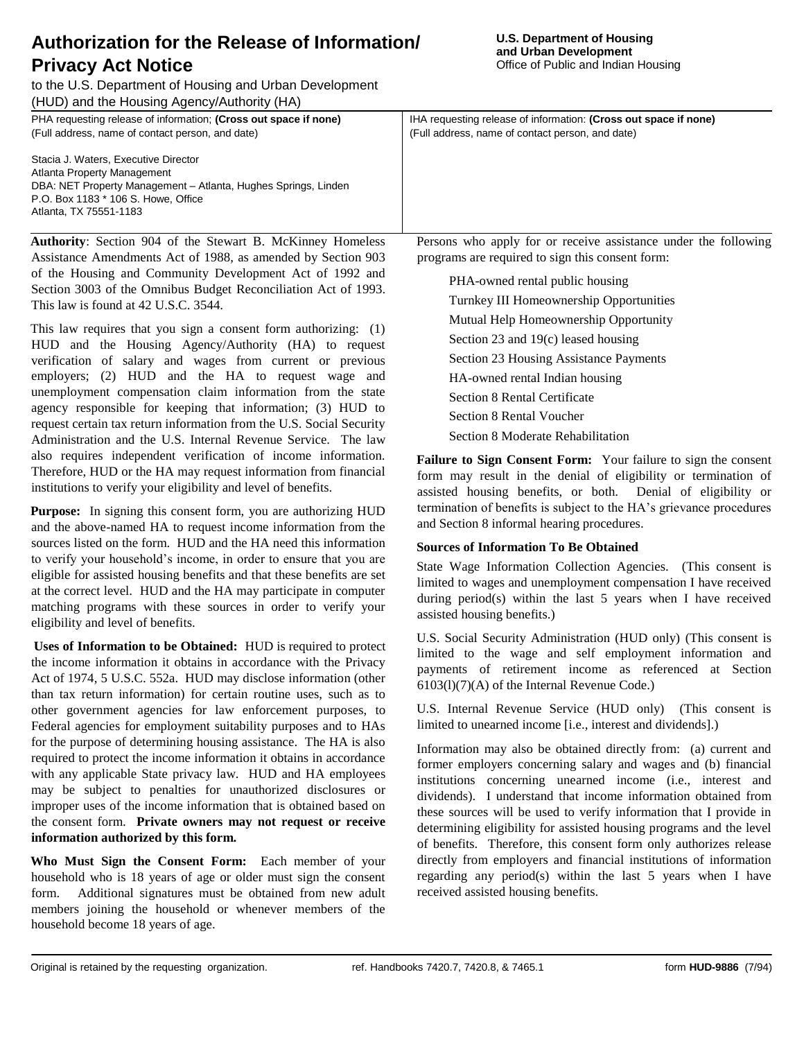# Authorization for the Release of Information/ Privacy Act Notice

to the U.S. Department of Housing and Urban Development (HUD) and the Housing Agency/Authority (HA)

**U.S. Department of Housing and Urban Development**
Office of Public and Indian Housing

| PHA requesting release of information; **(Cross out space if none)** (Full address, name of contact person, and date) | IHA requesting release of information: **(Cross out space if none)** (Full address, name of contact person, and date) |
|---|---|
| Stacia J. Waters, Executive Director<br>Atlanta Property Management<br>DBA: NET Property Management – Atlanta, Hughes Springs, Linden<br>P.O. Box 1183 * 106 S. Howe, Office<br>Atlanta, TX 75551-1183 | |

**Authority**: Section 904 of the Stewart B. McKinney Homeless Assistance Amendments Act of 1988, as amended by Section 903 of the Housing and Community Development Act of 1992 and Section 3003 of the Omnibus Budget Reconciliation Act of 1993. This law is found at 42 U.S.C. 3544.

This law requires that you sign a consent form authorizing: (1) HUD and the Housing Agency/Authority (HA) to request verification of salary and wages from current or previous employers; (2) HUD and the HA to request wage and unemployment compensation claim information from the state agency responsible for keeping that information; (3) HUD to request certain tax return information from the U.S. Social Security Administration and the U.S. Internal Revenue Service. The law also requires independent verification of income information. Therefore, HUD or the HA may request information from financial institutions to verify your eligibility and level of benefits.

**Purpose:** In signing this consent form, you are authorizing HUD and the above-named HA to request income information from the sources listed on the form. HUD and the HA need this information to verify your household's income, in order to ensure that you are eligible for assisted housing benefits and that these benefits are set at the correct level. HUD and the HA may participate in computer matching programs with these sources in order to verify your eligibility and level of benefits.

**Uses of Information to be Obtained:** HUD is required to protect the income information it obtains in accordance with the Privacy Act of 1974, 5 U.S.C. 552a. HUD may disclose information (other than tax return information) for certain routine uses, such as to other government agencies for law enforcement purposes, to Federal agencies for employment suitability purposes and to HAs for the purpose of determining housing assistance. The HA is also required to protect the income information it obtains in accordance with any applicable State privacy law. HUD and HA employees may be subject to penalties for unauthorized disclosures or improper uses of the income information that is obtained based on the consent form. **Private owners may not request or receive information authorized by this form.**

**Who Must Sign the Consent Form:** Each member of your household who is 18 years of age or older must sign the consent form. Additional signatures must be obtained from new adult members joining the household or whenever members of the household become 18 years of age.

Persons who apply for or receive assistance under the following programs are required to sign this consent form:

- PHA-owned rental public housing
- Turnkey III Homeownership Opportunities
- Mutual Help Homeownership Opportunity
- Section 23 and 19(c) leased housing
- Section 23 Housing Assistance Payments
- HA-owned rental Indian housing
- Section 8 Rental Certificate
- Section 8 Rental Voucher
- Section 8 Moderate Rehabilitation

**Failure to Sign Consent Form:** Your failure to sign the consent form may result in the denial of eligibility or termination of assisted housing benefits, or both. Denial of eligibility or termination of benefits is subject to the HA's grievance procedures and Section 8 informal hearing procedures.

**Sources of Information To Be Obtained**

State Wage Information Collection Agencies. (This consent is limited to wages and unemployment compensation I have received during period(s) within the last 5 years when I have received assisted housing benefits.)

U.S. Social Security Administration (HUD only) (This consent is limited to the wage and self employment information and payments of retirement income as referenced at Section 6103(l)(7)(A) of the Internal Revenue Code.)

U.S. Internal Revenue Service (HUD only) (This consent is limited to unearned income [i.e., interest and dividends].)

Information may also be obtained directly from: (a) current and former employers concerning salary and wages and (b) financial institutions concerning unearned income (i.e., interest and dividends). I understand that income information obtained from these sources will be used to verify information that I provide in determining eligibility for assisted housing programs and the level of benefits. Therefore, this consent form only authorizes release directly from employers and financial institutions of information regarding any period(s) within the last 5 years when I have received assisted housing benefits.

Original is retained by the requesting organization. ref. Handbooks 7420.7, 7420.8, & 7465.1 form **HUD-9886** (7/94)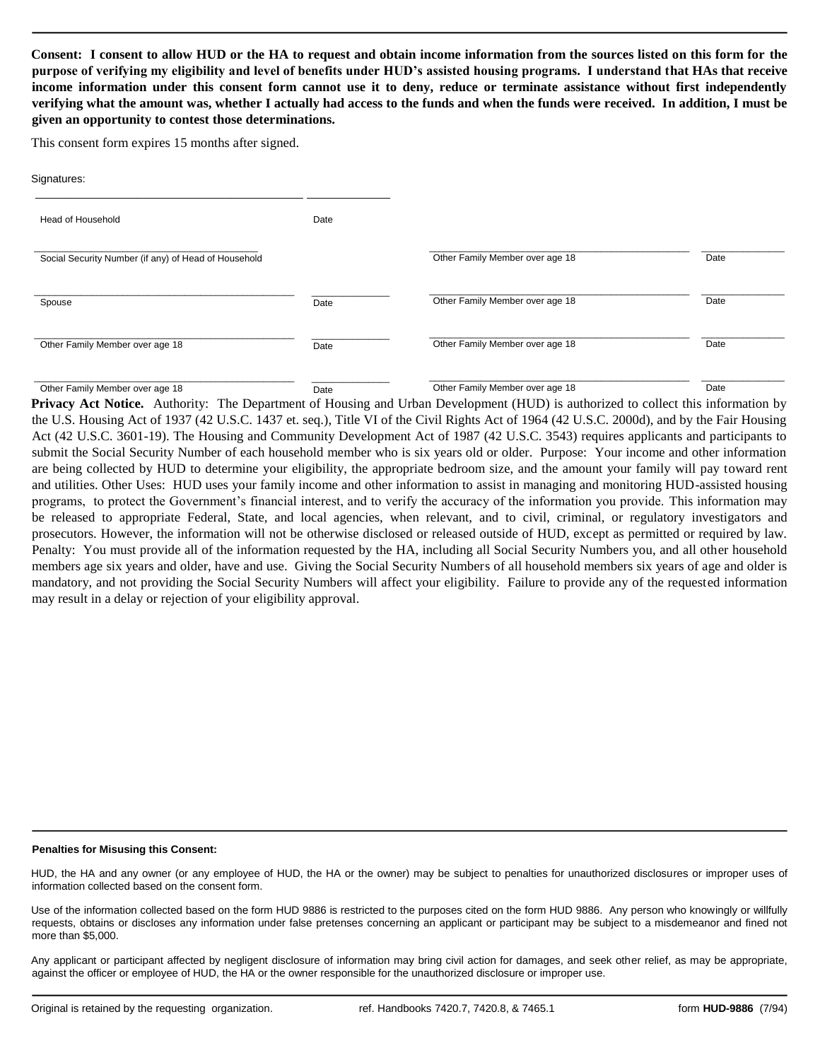**Consent: I consent to allow HUD or the HA to request and obtain income information from the sources listed on this form for the purpose of verifying my eligibility and level of benefits under HUD's assisted housing programs. I understand that HAs that receive income information under this consent form cannot use it to deny, reduce or terminate assistance without first independently verifying what the amount was, whether I actually had access to the funds and when the funds were received. In addition, I must be given an opportunity to contest those determinations.**

This consent form expires 15 months after signed.

Signatures:

| | | | |
|---|---|---|---|
| Head of Household | Date | | |
| Social Security Number (if any) of Head of Household | | Other Family Member over age 18 | Date |
| Spouse | Date | Other Family Member over age 18 | Date |
| Other Family Member over age 18 | Date | Other Family Member over age 18 | Date |
| Other Family Member over age 18 | Date | Other Family Member over age 18 | Date |

**Privacy Act Notice.** Authority: The Department of Housing and Urban Development (HUD) is authorized to collect this information by the U.S. Housing Act of 1937 (42 U.S.C. 1437 et. seq.), Title VI of the Civil Rights Act of 1964 (42 U.S.C. 2000d), and by the Fair Housing Act (42 U.S.C. 3601-19). The Housing and Community Development Act of 1987 (42 U.S.C. 3543) requires applicants and participants to submit the Social Security Number of each household member who is six years old or older. Purpose: Your income and other information are being collected by HUD to determine your eligibility, the appropriate bedroom size, and the amount your family will pay toward rent and utilities. Other Uses: HUD uses your family income and other information to assist in managing and monitoring HUD-assisted housing programs, to protect the Government's financial interest, and to verify the accuracy of the information you provide. This information may be released to appropriate Federal, State, and local agencies, when relevant, and to civil, criminal, or regulatory investigators and prosecutors. However, the information will not be otherwise disclosed or released outside of HUD, except as permitted or required by law. Penalty: You must provide all of the information requested by the HA, including all Social Security Numbers you, and all other household members age six years and older, have and use. Giving the Social Security Numbers of all household members six years of age and older is mandatory, and not providing the Social Security Numbers will affect your eligibility. Failure to provide any of the requested information may result in a delay or rejection of your eligibility approval.

**Penalties for Misusing this Consent:**

HUD, the HA and any owner (or any employee of HUD, the HA or the owner) may be subject to penalties for unauthorized disclosures or improper uses of information collected based on the consent form.

Use of the information collected based on the form HUD 9886 is restricted to the purposes cited on the form HUD 9886. Any person who knowingly or willfully requests, obtains or discloses any information under false pretenses concerning an applicant or participant may be subject to a misdemeanor and fined not more than $5,000.

Any applicant or participant affected by negligent disclosure of information may bring civil action for damages, and seek other relief, as may be appropriate, against the officer or employee of HUD, the HA or the owner responsible for the unauthorized disclosure or improper use.

Original is retained by the requesting organization. ref. Handbooks 7420.7, 7420.8, & 7465.1 form **HUD-9886** (7/94)